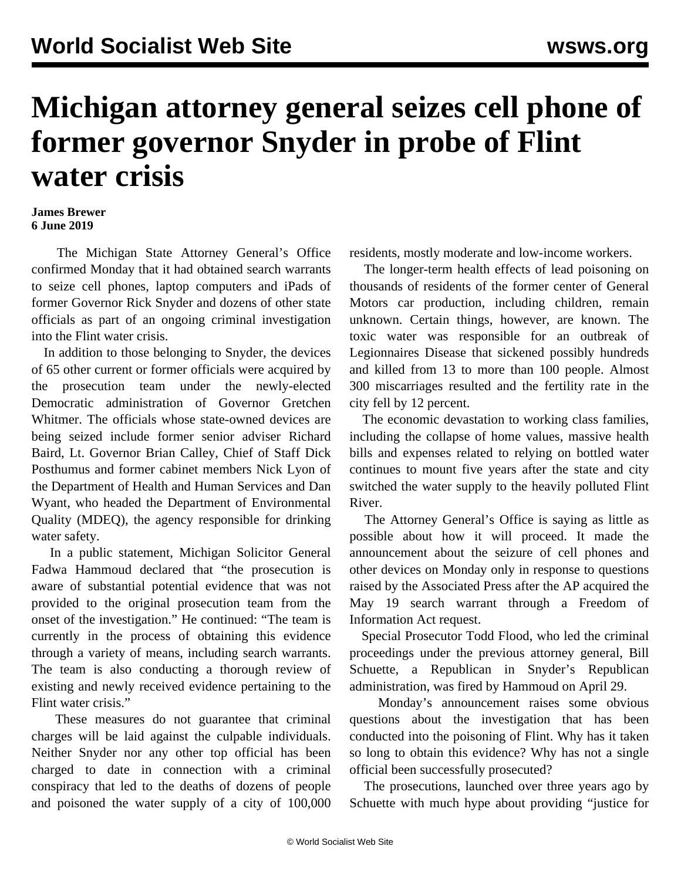# Michigan attorney general seizes cell phone of former governor Snyder in probe of Flint water crisis

**James Brewer**
**6 June 2019**

The Michigan State Attorney General's Office confirmed Monday that it had obtained search warrants to seize cell phones, laptop computers and iPads of former Governor Rick Snyder and dozens of other state officials as part of an ongoing criminal investigation into the Flint water crisis.

In addition to those belonging to Snyder, the devices of 65 other current or former officials were acquired by the prosecution team under the newly-elected Democratic administration of Governor Gretchen Whitmer. The officials whose state-owned devices are being seized include former senior adviser Richard Baird, Lt. Governor Brian Calley, Chief of Staff Dick Posthumus and former cabinet members Nick Lyon of the Department of Health and Human Services and Dan Wyant, who headed the Department of Environmental Quality (MDEQ), the agency responsible for drinking water safety.

In a public statement, Michigan Solicitor General Fadwa Hammoud declared that "the prosecution is aware of substantial potential evidence that was not provided to the original prosecution team from the onset of the investigation." He continued: "The team is currently in the process of obtaining this evidence through a variety of means, including search warrants. The team is also conducting a thorough review of existing and newly received evidence pertaining to the Flint water crisis."

These measures do not guarantee that criminal charges will be laid against the culpable individuals. Neither Snyder nor any other top official has been charged to date in connection with a criminal conspiracy that led to the deaths of dozens of people and poisoned the water supply of a city of 100,000 residents, mostly moderate and low-income workers.

The longer-term health effects of lead poisoning on thousands of residents of the former center of General Motors car production, including children, remain unknown. Certain things, however, are known. The toxic water was responsible for an outbreak of Legionnaires Disease that sickened possibly hundreds and killed from 13 to more than 100 people. Almost 300 miscarriages resulted and the fertility rate in the city fell by 12 percent.

The economic devastation to working class families, including the collapse of home values, massive health bills and expenses related to relying on bottled water continues to mount five years after the state and city switched the water supply to the heavily polluted Flint River.

The Attorney General's Office is saying as little as possible about how it will proceed. It made the announcement about the seizure of cell phones and other devices on Monday only in response to questions raised by the Associated Press after the AP acquired the May 19 search warrant through a Freedom of Information Act request.

Special Prosecutor Todd Flood, who led the criminal proceedings under the previous attorney general, Bill Schuette, a Republican in Snyder's Republican administration, was fired by Hammoud on April 29.

Monday's announcement raises some obvious questions about the investigation that has been conducted into the poisoning of Flint. Why has it taken so long to obtain this evidence? Why has not a single official been successfully prosecuted?

The prosecutions, launched over three years ago by Schuette with much hype about providing "justice for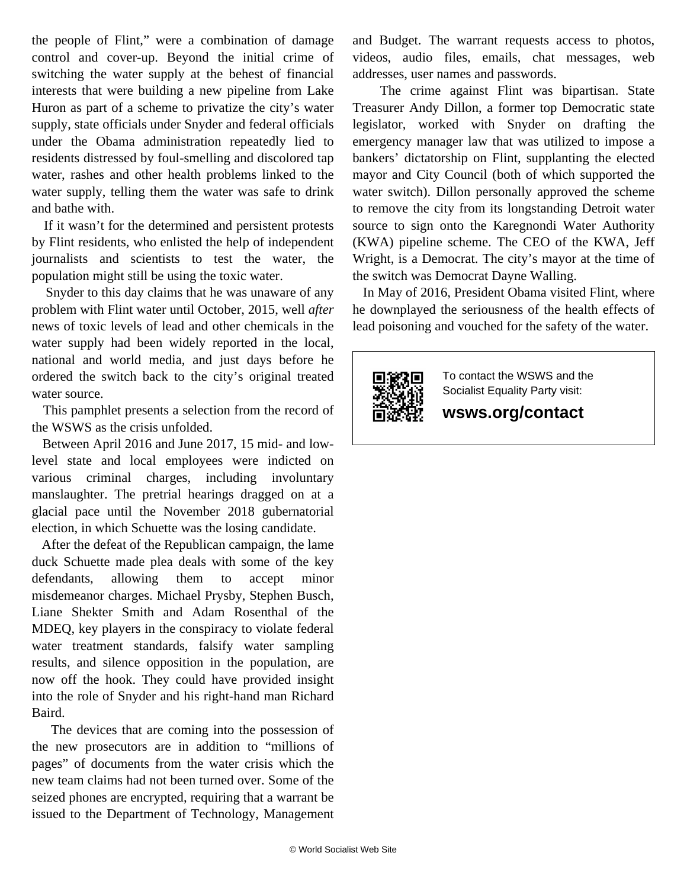the people of Flint," were a combination of damage control and cover-up. Beyond the initial crime of switching the water supply at the behest of financial interests that were building a new pipeline from Lake Huron as part of a scheme to privatize the city's water supply, state officials under Snyder and federal officials under the Obama administration repeatedly lied to residents distressed by foul-smelling and discolored tap water, rashes and other health problems linked to the water supply, telling them the water was safe to drink and bathe with.

If it wasn't for the determined and persistent protests by Flint residents, who enlisted the help of independent journalists and scientists to test the water, the population might still be using the toxic water.

Snyder to this day claims that he was unaware of any problem with Flint water until October, 2015, well *after* news of toxic levels of lead and other chemicals in the water supply had been widely reported in the local, national and world media, and just days before he ordered the switch back to the city's original treated water source.

This pamphlet presents a selection from the record of the WSWS as the crisis unfolded.

Between April 2016 and June 2017, 15 mid- and low-level state and local employees were indicted on various criminal charges, including involuntary manslaughter. The pretrial hearings dragged on at a glacial pace until the November 2018 gubernatorial election, in which Schuette was the losing candidate.

After the defeat of the Republican campaign, the lame duck Schuette made plea deals with some of the key defendants, allowing them to accept minor misdemeanor charges. Michael Prysby, Stephen Busch, Liane Shekter Smith and Adam Rosenthal of the MDEQ, key players in the conspiracy to violate federal water treatment standards, falsify water sampling results, and silence opposition in the population, are now off the hook. They could have provided insight into the role of Snyder and his right-hand man Richard Baird.

The devices that are coming into the possession of the new prosecutors are in addition to "millions of pages" of documents from the water crisis which the new team claims had not been turned over. Some of the seized phones are encrypted, requiring that a warrant be issued to the Department of Technology, Management and Budget. The warrant requests access to photos, videos, audio files, emails, chat messages, web addresses, user names and passwords.

The crime against Flint was bipartisan. State Treasurer Andy Dillon, a former top Democratic state legislator, worked with Snyder on drafting the emergency manager law that was utilized to impose a bankers' dictatorship on Flint, supplanting the elected mayor and City Council (both of which supported the water switch). Dillon personally approved the scheme to remove the city from its longstanding Detroit water source to sign onto the Karegnondi Water Authority (KWA) pipeline scheme. The CEO of the KWA, Jeff Wright, is a Democrat. The city's mayor at the time of the switch was Democrat Dayne Walling.

In May of 2016, President Obama visited Flint, where he downplayed the seriousness of the health effects of lead poisoning and vouched for the safety of the water.

To contact the WSWS and the Socialist Equality Party visit:

**wsws.org/contact**